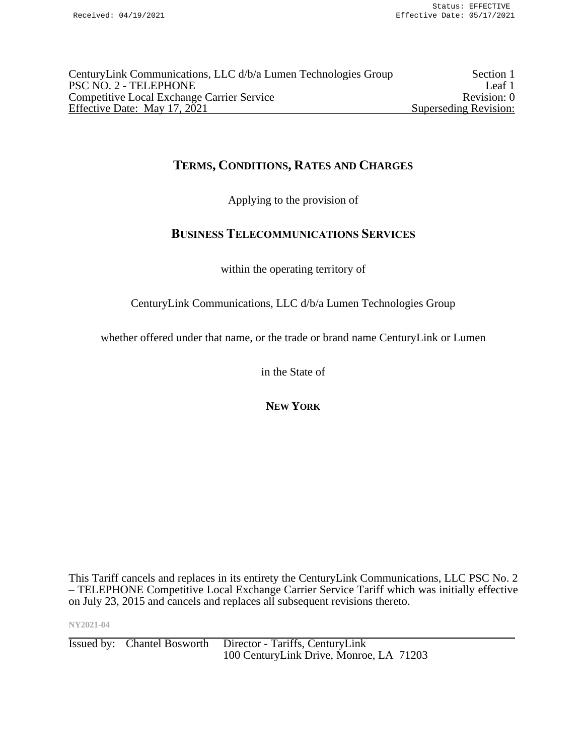# TERMS, CONDITIONS, RATES AND CHARGES

Applying to the provision of

# BUSINESS TELECOMMUNICATIONS SERVICES

within the operating territory of

CenturyLink Communications, LLC d/b/a Lumen Technologies Group

whether offered under that name, or the trade or brand name CenturyLink or Lumen

in the State of

**NEW YORK**

This Tariff cancels and replaces in its entirety the CenturyLink Communications, LLC PSC No. 2 – TELEPHONE Competitive Local Exchange Carrier Service Tariff which was initially effective on July 23, 2015 and cancels and replaces all subsequent revisions thereto.

NY2021-04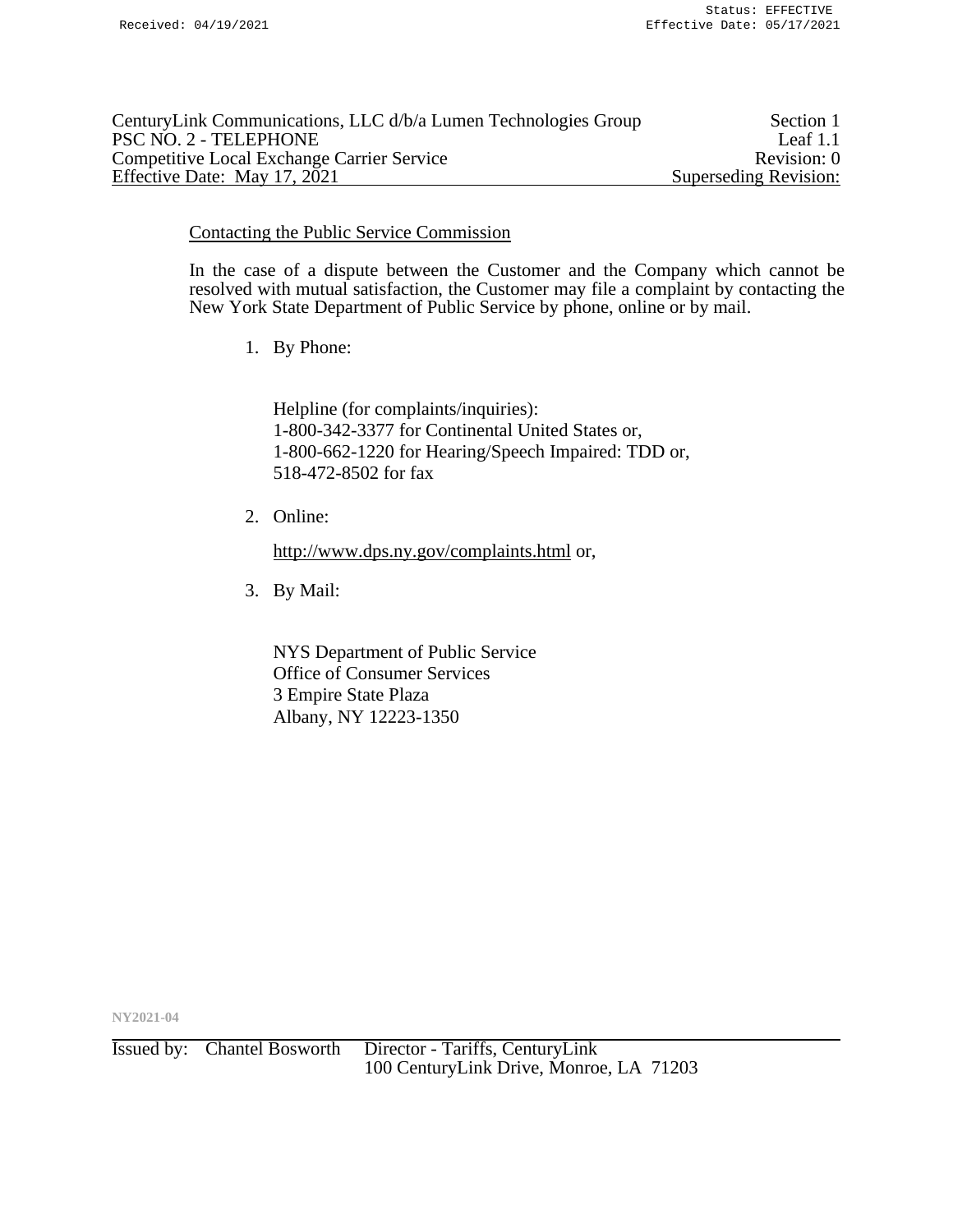Contacting the Public Service Commission

In the case of a dispute between the Customer and the Company which cannot be resolved with mutual satisfaction, the Customer may file a complaint by contacting the New York State Department of Public Service by phone, online or by mail.

1. By Phone:

   Helpline (for complaints/inquiries):
   1-800-342-3377 for Continental United States or,
   1-800-662-1220 for Hearing/Speech Impaired: TDD or,
   518-472-8502 for fax

2. Online:

   http://www.dps.ny.gov/complaints.html or,

3. By Mail:

   NYS Department of Public Service
   Office of Consumer Services
   3 Empire State Plaza
   Albany, NY 12223-1350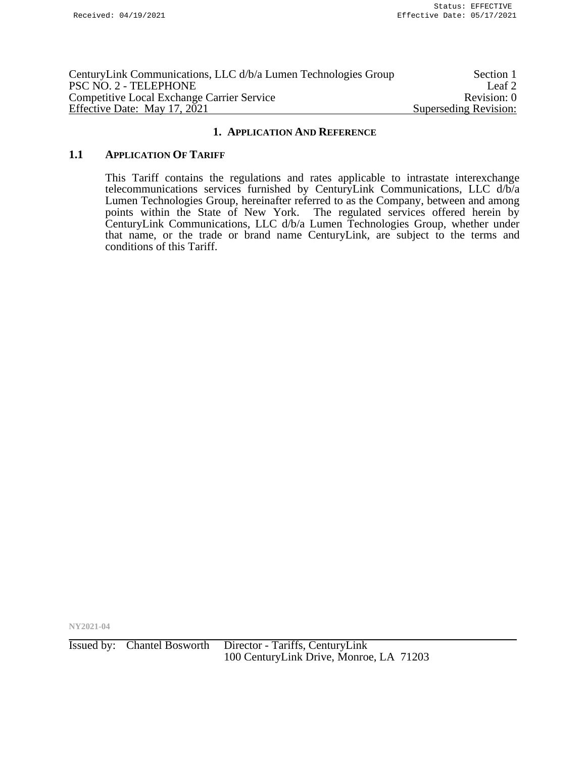## 1. APPLICATION AND REFERENCE

### 1.1 APPLICATION OF TARIFF

This Tariff contains the regulations and rates applicable to intrastate interexchange telecommunications services furnished by CenturyLink Communications, LLC d/b/a Lumen Technologies Group, hereinafter referred to as the Company, between and among points within the State of New York. The regulated services offered herein by CenturyLink Communications, LLC d/b/a Lumen Technologies Group, whether under that name, or the trade or brand name CenturyLink, are subject to the terms and conditions of this Tariff.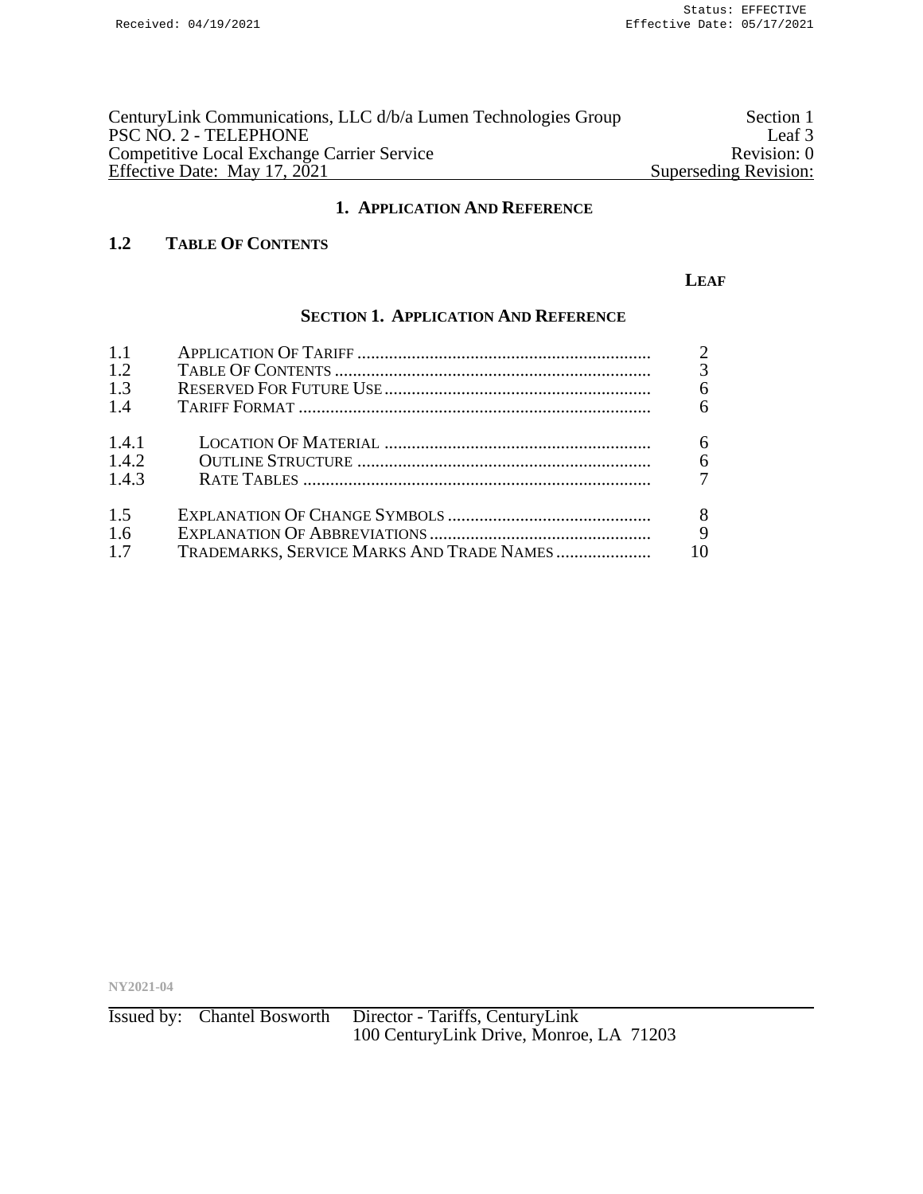CenturyLink Communications, LLC d/b/a Lumen Technologies Group — Section 1
PSC NO. 2 - TELEPHONE — Leaf 3
Competitive Local Exchange Carrier Service — Revision: 0
Effective Date: May 17, 2021 — Superseding Revision:

# 1. Application And Reference

## 1.2 Table Of Contents

### Section 1. Application And Reference

| | | Leaf |
|---|---|---|
| 1.1 | Application Of Tariff | 2 |
| 1.2 | Table Of Contents | 3 |
| 1.3 | Reserved For Future Use | 6 |
| 1.4 | Tariff Format | 6 |
| 1.4.1 | Location Of Material | 6 |
| 1.4.2 | Outline Structure | 6 |
| 1.4.3 | Rate Tables | 7 |
| 1.5 | Explanation Of Change Symbols | 8 |
| 1.6 | Explanation Of Abbreviations | 9 |
| 1.7 | Trademarks, Service Marks And Trade Names | 10 |

NY2021-04

Issued by: Chantel Bosworth, Director - Tariffs, CenturyLink
100 CenturyLink Drive, Monroe, LA 71203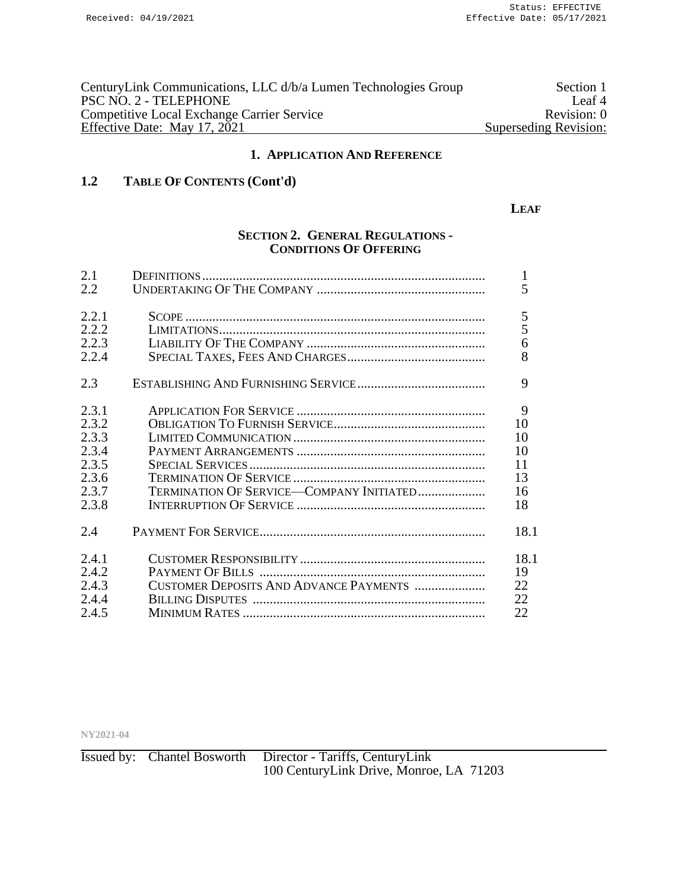CenturyLink Communications, LLC d/b/a Lumen Technologies Group — Section 1
PSC NO. 2 - TELEPHONE — Leaf 4
Competitive Local Exchange Carrier Service — Revision: 0
Effective Date: May 17, 2021 — Superseding Revision:

## 1. APPLICATION AND REFERENCE

### 1.2 TABLE OF CONTENTS (Cont'd)

**SECTION 2. GENERAL REGULATIONS - CONDITIONS OF OFFERING**

| | | LEAF |
|---|---|---|
| 2.1 | DEFINITIONS | 1 |
| 2.2 | UNDERTAKING OF THE COMPANY | 5 |
| 2.2.1 | SCOPE | 5 |
| 2.2.2 | LIMITATIONS | 5 |
| 2.2.3 | LIABILITY OF THE COMPANY | 6 |
| 2.2.4 | SPECIAL TAXES, FEES AND CHARGES | 8 |
| 2.3 | ESTABLISHING AND FURNISHING SERVICE | 9 |
| 2.3.1 | APPLICATION FOR SERVICE | 9 |
| 2.3.2 | OBLIGATION TO FURNISH SERVICE | 10 |
| 2.3.3 | LIMITED COMMUNICATION | 10 |
| 2.3.4 | PAYMENT ARRANGEMENTS | 10 |
| 2.3.5 | SPECIAL SERVICES | 11 |
| 2.3.6 | TERMINATION OF SERVICE | 13 |
| 2.3.7 | TERMINATION OF SERVICE—COMPANY INITIATED | 16 |
| 2.3.8 | INTERRUPTION OF SERVICE | 18 |
| 2.4 | PAYMENT FOR SERVICE | 18.1 |
| 2.4.1 | CUSTOMER RESPONSIBILITY | 18.1 |
| 2.4.2 | PAYMENT OF BILLS | 19 |
| 2.4.3 | CUSTOMER DEPOSITS AND ADVANCE PAYMENTS | 22 |
| 2.4.4 | BILLING DISPUTES | 22 |
| 2.4.5 | MINIMUM RATES | 22 |

NY2021-04

Issued by: Chantel Bosworth Director - Tariffs, CenturyLink
100 CenturyLink Drive, Monroe, LA 71203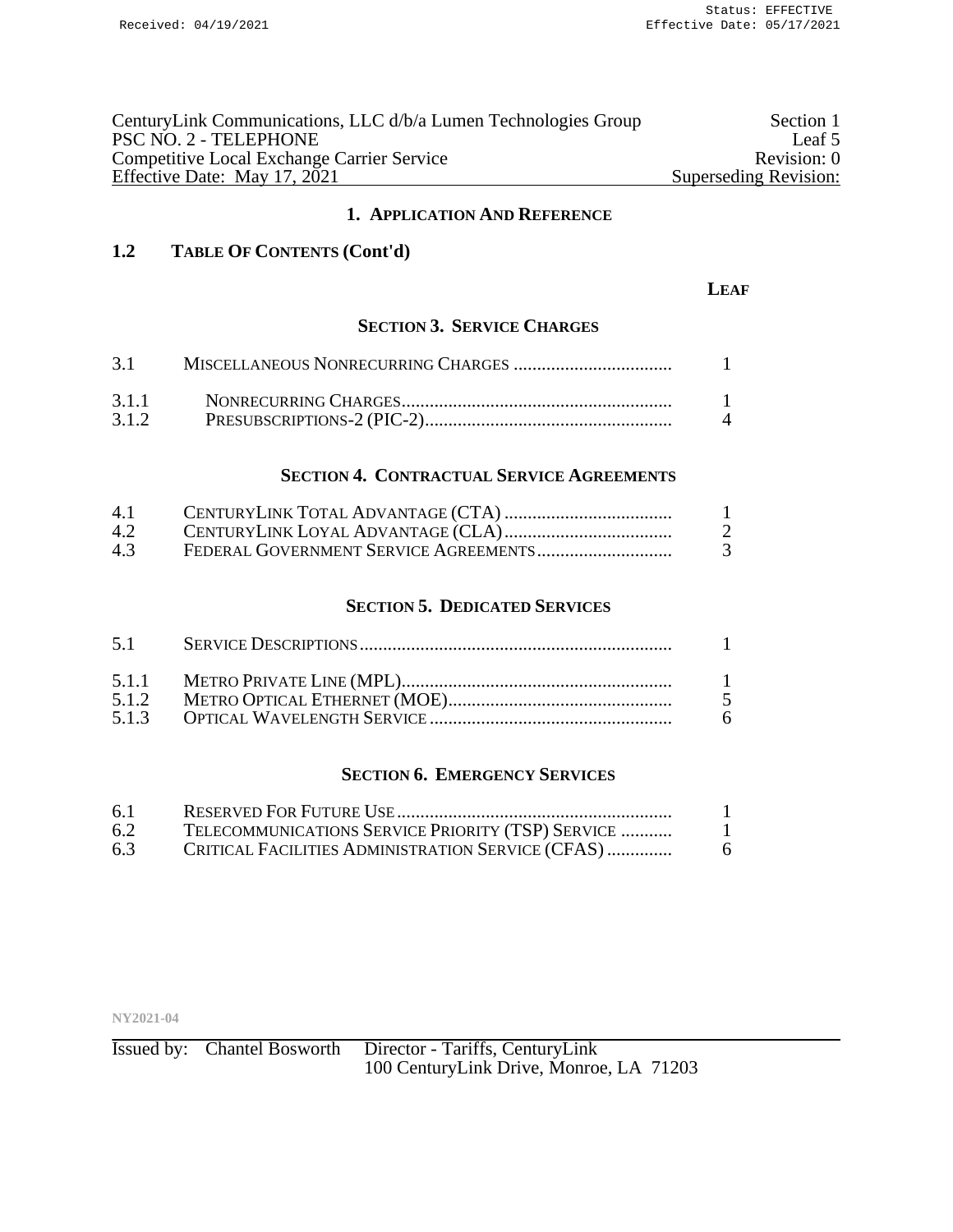# 1. Application And Reference

## 1.2 Table Of Contents (Cont'd)

| | | Leaf |
|---|---|---|
| | **Section 3. Service Charges** | |
| 3.1 | Miscellaneous Nonrecurring Charges | 1 |
| 3.1.1 | Nonrecurring Charges | 1 |
| 3.1.2 | Presubscriptions-2 (PIC-2) | 4 |
| | **Section 4. Contractual Service Agreements** | |
| 4.1 | CenturyLink Total Advantage (CTA) | 1 |
| 4.2 | CenturyLink Loyal Advantage (CLA) | 2 |
| 4.3 | Federal Government Service Agreements | 3 |
| | **Section 5. Dedicated Services** | |
| 5.1 | Service Descriptions | 1 |
| 5.1.1 | Metro Private Line (MPL) | 1 |
| 5.1.2 | Metro Optical Ethernet (MOE) | 5 |
| 5.1.3 | Optical Wavelength Service | 6 |
| | **Section 6. Emergency Services** | |
| 6.1 | Reserved For Future Use | 1 |
| 6.2 | Telecommunications Service Priority (TSP) Service | 1 |
| 6.3 | Critical Facilities Administration Service (CFAS) | 6 |

NY2021-04

Issued by: Chantel Bosworth Director - Tariffs, CenturyLink
100 CenturyLink Drive, Monroe, LA 71203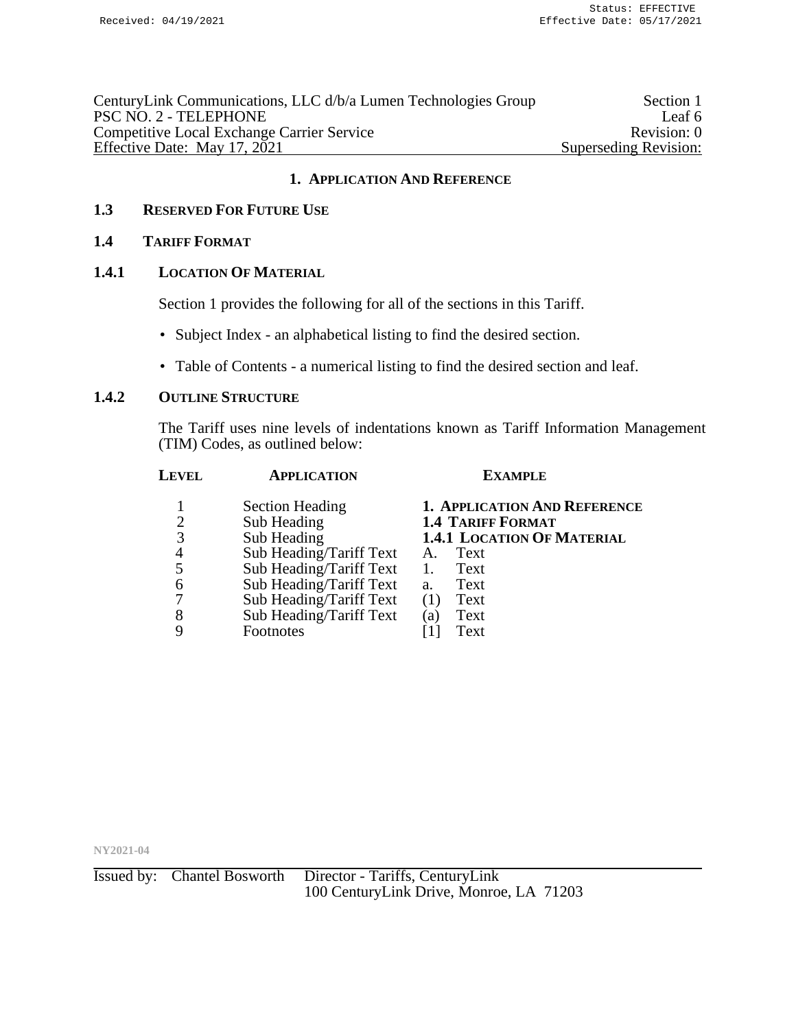# 1. Application And Reference

## 1.3 Reserved For Future Use

## 1.4 Tariff Format

### 1.4.1 Location Of Material

Section 1 provides the following for all of the sections in this Tariff.

- Subject Index - an alphabetical listing to find the desired section.
- Table of Contents - a numerical listing to find the desired section and leaf.

### 1.4.2 Outline Structure

The Tariff uses nine levels of indentations known as Tariff Information Management (TIM) Codes, as outlined below:

| Level | Application | Example |
|---|---|---|
| 1 | Section Heading | **1. Application And Reference** |
| 2 | Sub Heading | **1.4 Tariff Format** |
| 3 | Sub Heading | **1.4.1 Location Of Material** |
| 4 | Sub Heading/Tariff Text | A. Text |
| 5 | Sub Heading/Tariff Text | 1. Text |
| 6 | Sub Heading/Tariff Text | a. Text |
| 7 | Sub Heading/Tariff Text | (1) Text |
| 8 | Sub Heading/Tariff Text | (a) Text |
| 9 | Footnotes | [1] Text |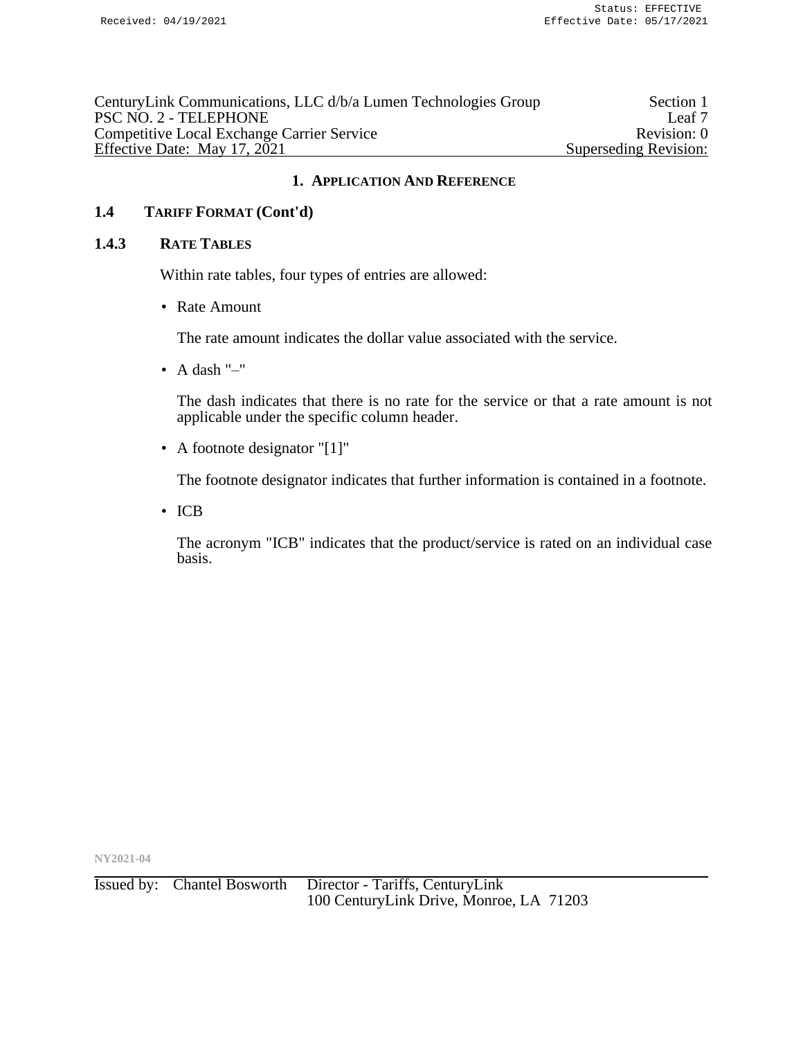## 1. APPLICATION AND REFERENCE

### 1.4 TARIFF FORMAT (Cont'd)

#### 1.4.3 RATE TABLES

Within rate tables, four types of entries are allowed:

- Rate Amount

  The rate amount indicates the dollar value associated with the service.

- A dash "–"

  The dash indicates that there is no rate for the service or that a rate amount is not applicable under the specific column header.

- A footnote designator "[1]"

  The footnote designator indicates that further information is contained in a footnote.

- ICB

  The acronym "ICB" indicates that the product/service is rated on an individual case basis.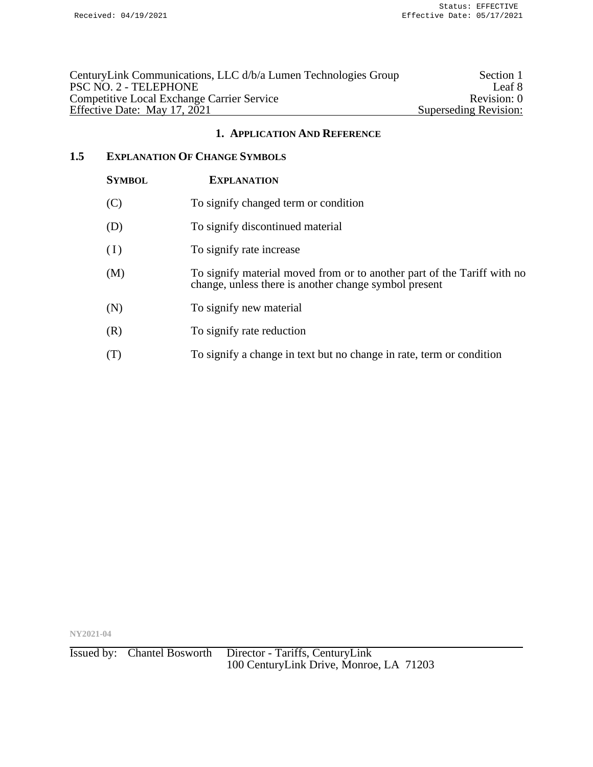## 1. APPLICATION AND REFERENCE

### 1.5 EXPLANATION OF CHANGE SYMBOLS

| SYMBOL | EXPLANATION |
|---|---|
| (C) | To signify changed term or condition |
| (D) | To signify discontinued material |
| (I) | To signify rate increase |
| (M) | To signify material moved from or to another part of the Tariff with no change, unless there is another change symbol present |
| (N) | To signify new material |
| (R) | To signify rate reduction |
| (T) | To signify a change in text but no change in rate, term or condition |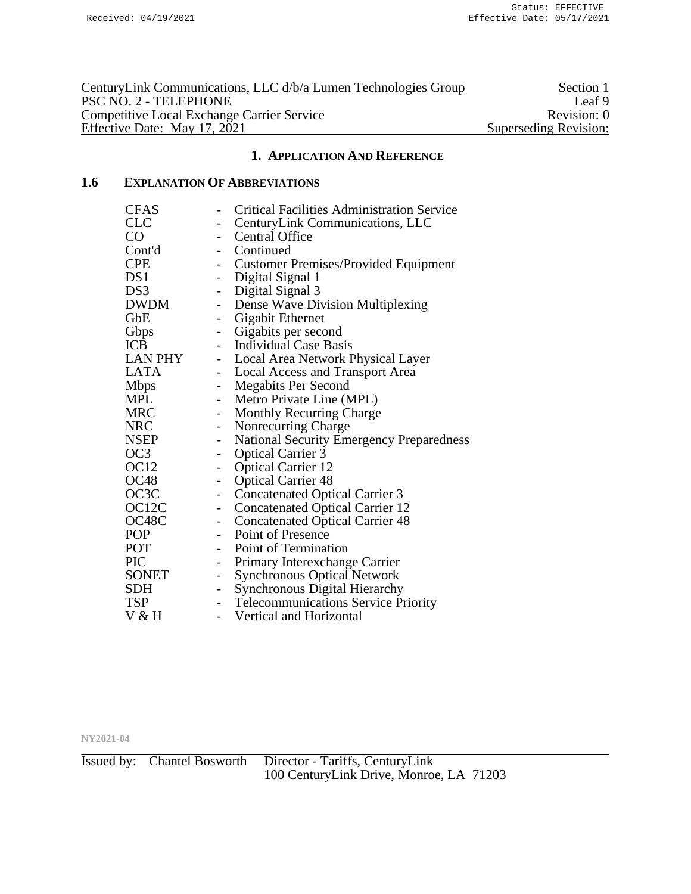## 1. Application And Reference

### 1.6 Explanation Of Abbreviations

| | | |
|---|---|---|
| CFAS | - | Critical Facilities Administration Service |
| CLC | - | CenturyLink Communications, LLC |
| CO | - | Central Office |
| Cont'd | - | Continued |
| CPE | - | Customer Premises/Provided Equipment |
| DS1 | - | Digital Signal 1 |
| DS3 | - | Digital Signal 3 |
| DWDM | - | Dense Wave Division Multiplexing |
| GbE | - | Gigabit Ethernet |
| Gbps | - | Gigabits per second |
| ICB | - | Individual Case Basis |
| LAN PHY | - | Local Area Network Physical Layer |
| LATA | - | Local Access and Transport Area |
| Mbps | - | Megabits Per Second |
| MPL | - | Metro Private Line (MPL) |
| MRC | - | Monthly Recurring Charge |
| NRC | - | Nonrecurring Charge |
| NSEP | - | National Security Emergency Preparedness |
| OC3 | - | Optical Carrier 3 |
| OC12 | - | Optical Carrier 12 |
| OC48 | - | Optical Carrier 48 |
| OC3C | - | Concatenated Optical Carrier 3 |
| OC12C | - | Concatenated Optical Carrier 12 |
| OC48C | - | Concatenated Optical Carrier 48 |
| POP | - | Point of Presence |
| POT | - | Point of Termination |
| PIC | - | Primary Interexchange Carrier |
| SONET | - | Synchronous Optical Network |
| SDH | - | Synchronous Digital Hierarchy |
| TSP | - | Telecommunications Service Priority |
| V & H | - | Vertical and Horizontal |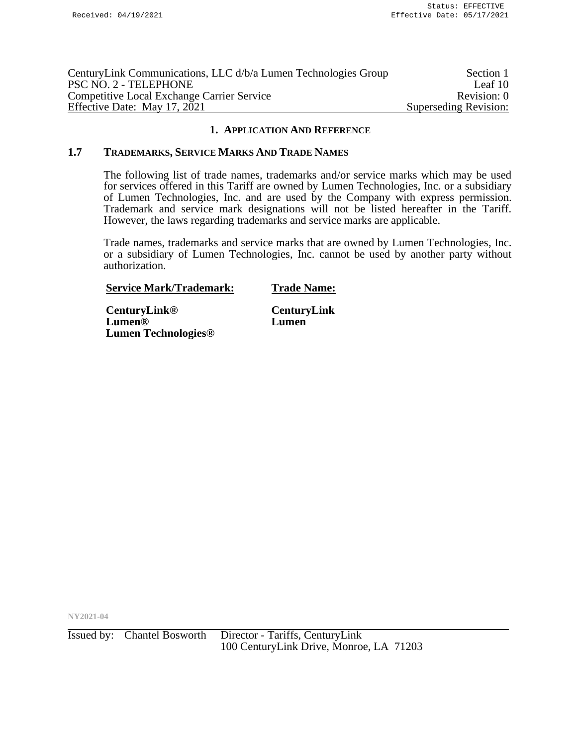## 1. Application And Reference

### 1.7 Trademarks, Service Marks And Trade Names

The following list of trade names, trademarks and/or service marks which may be used for services offered in this Tariff are owned by Lumen Technologies, Inc. or a subsidiary of Lumen Technologies, Inc. and are used by the Company with express permission. Trademark and service mark designations will not be listed hereafter in the Tariff. However, the laws regarding trademarks and service marks are applicable.

Trade names, trademarks and service marks that are owned by Lumen Technologies, Inc. or a subsidiary of Lumen Technologies, Inc. cannot be used by another party without authorization.

| Service Mark/Trademark: | Trade Name: |
|---|---|
| **CenturyLink®** | **CenturyLink** |
| **Lumen®** | **Lumen** |
| **Lumen Technologies®** | |

NY2021-04

Issued by: Chantel Bosworth Director - Tariffs, CenturyLink
100 CenturyLink Drive, Monroe, LA 71203